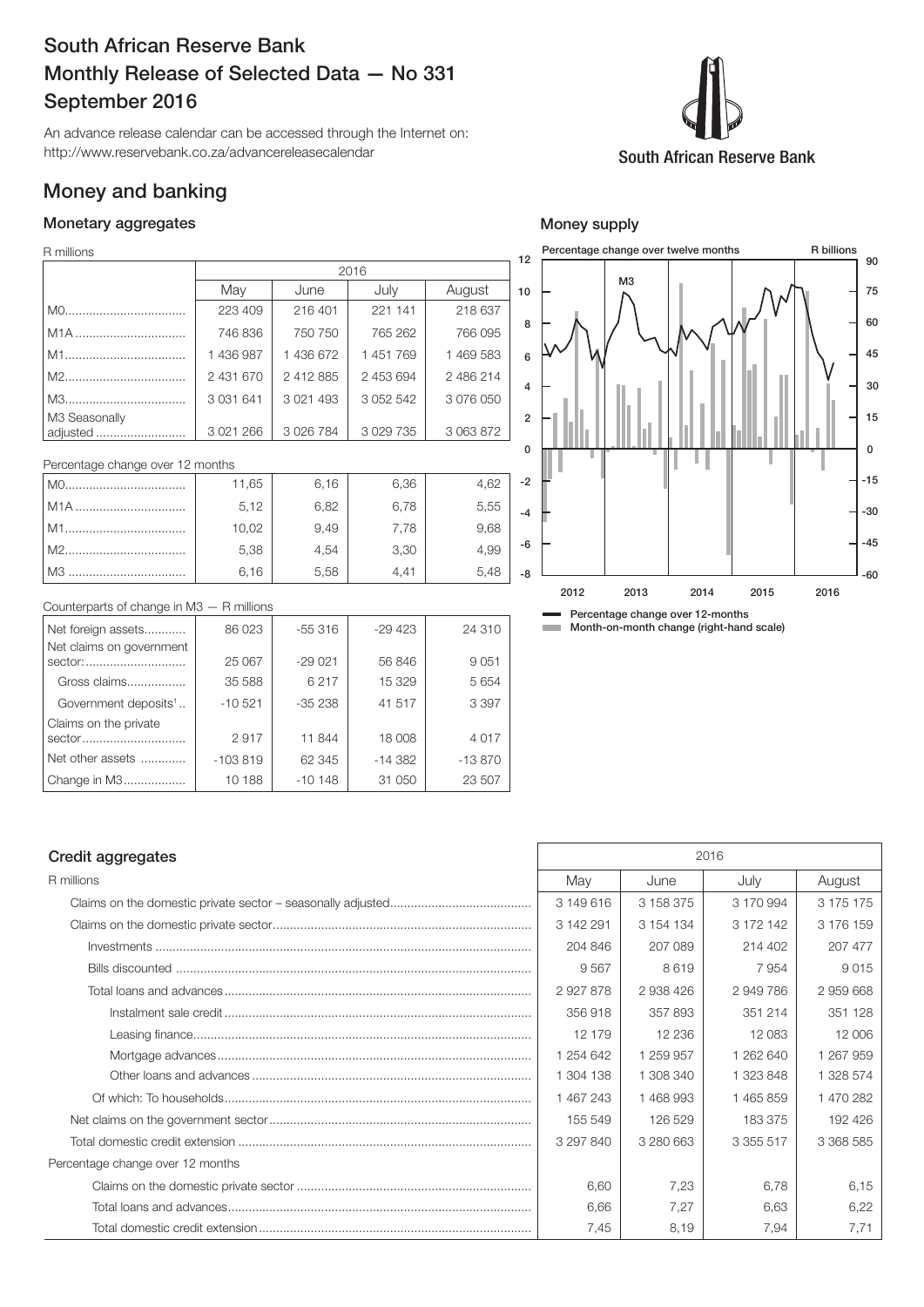# South African Reserve Bank Monthly Release of Selected Data — No 331 September 2016

An advance release calendar can be accessed through the Internet on: http://www.reservebank.co.za/advancereleasecalendar

South African Reserve Bank

## Money and banking

### Monetary aggregates

R millions

| | 2016 | | | |
|---|---|---|---|---|
| | May | June | July | August |
| M0 | 223 409 | 216 401 | 221 141 | 218 637 |
| M1A | 746 836 | 750 750 | 765 262 | 766 095 |
| M1 | 1 436 987 | 1 436 672 | 1 451 769 | 1 469 583 |
| M2 | 2 431 670 | 2 412 885 | 2 453 694 | 2 486 214 |
| M3 | 3 031 641 | 3 021 493 | 3 052 542 | 3 076 050 |
| M3 Seasonally adjusted | 3 021 266 | 3 026 784 | 3 029 735 | 3 063 872 |

Percentage change over 12 months

| | May | June | July | August |
|---|---|---|---|---|
| M0 | 11,65 | 6,16 | 6,36 | 4,62 |
| M1A | 5,12 | 6,82 | 6,78 | 5,55 |
| M1 | 10,02 | 9,49 | 7,78 | 9,68 |
| M2 | 5,38 | 4,54 | 3,30 | 4,99 |
| M3 | 6,16 | 5,58 | 4,41 | 5,48 |

Counterparts of change in M3 — R millions

| | May | June | July | August |
|---|---|---|---|---|
| Net foreign assets | 86 023 | -55 316 | -29 423 | 24 310 |
| Net claims on government sector: | 25 067 | -29 021 | 56 846 | 9 051 |
| Gross claims | 35 588 | 6 217 | 15 329 | 5 654 |
| Government deposits[1] | -10 521 | -35 238 | 41 517 | 3 397 |
| Claims on the private sector | 2 917 | 11 844 | 18 008 | 4 017 |
| Net other assets | -103 819 | 62 345 | -14 382 | -13 870 |
| Change in M3 | 10 188 | -10 148 | 31 050 | 23 507 |

### Money supply

Percentage change over twelve months — R billions

M3

Percentage change over 12-months
Month-on-month change (right-hand scale)

### Credit aggregates

| R millions | May 2016 | June 2016 | July 2016 | August 2016 |
|---|---|---|---|---|
| Claims on the domestic private sector – seasonally adjusted | 3 149 616 | 3 158 375 | 3 170 994 | 3 175 175 |
| Claims on the domestic private sector | 3 142 291 | 3 154 134 | 3 172 142 | 3 176 159 |
| Investments | 204 846 | 207 089 | 214 402 | 207 477 |
| Bills discounted | 9 567 | 8 619 | 7 954 | 9 015 |
| Total loans and advances | 2 927 878 | 2 938 426 | 2 949 786 | 2 959 668 |
| Instalment sale credit | 356 918 | 357 893 | 351 214 | 351 128 |
| Leasing finance | 12 179 | 12 236 | 12 083 | 12 006 |
| Mortgage advances | 1 254 642 | 1 259 957 | 1 262 640 | 1 267 959 |
| Other loans and advances | 1 304 138 | 1 308 340 | 1 323 848 | 1 328 574 |
| Of which: To households | 1 467 243 | 1 468 993 | 1 465 859 | 1 470 282 |
| Net claims on the government sector | 155 549 | 126 529 | 183 375 | 192 426 |
| Total domestic credit extension | 3 297 840 | 3 280 663 | 3 355 517 | 3 368 585 |
| Percentage change over 12 months | | | | |
| Claims on the domestic private sector | 6,60 | 7,23 | 6,78 | 6,15 |
| Total loans and advances | 6,66 | 7,27 | 6,63 | 6,22 |
| Total domestic credit extension | 7,45 | 8,19 | 7,94 | 7,71 |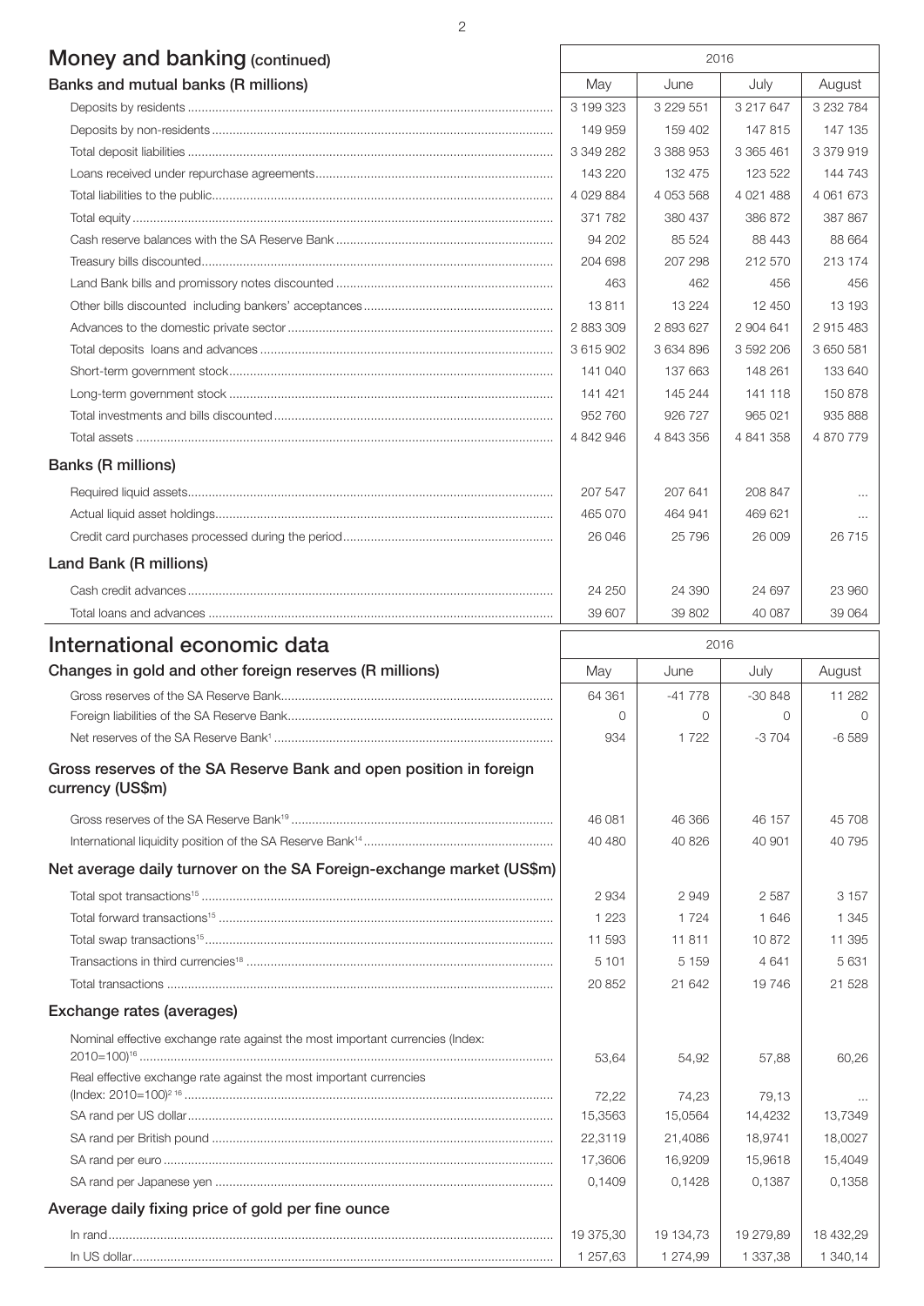## Money and banking (continued)

| Banks and mutual banks (R millions) | 2016 | | | |
|---|---|---|---|---|
| | May | June | July | August |
| Deposits by residents | 3 199 323 | 3 229 551 | 3 217 647 | 3 232 784 |
| Deposits by non-residents | 149 959 | 159 402 | 147 815 | 147 135 |
| Total deposit liabilities | 3 349 282 | 3 388 953 | 3 365 461 | 3 379 919 |
| Loans received under repurchase agreements | 143 220 | 132 475 | 123 522 | 144 743 |
| Total liabilities to the public | 4 029 884 | 4 053 568 | 4 021 488 | 4 061 673 |
| Total equity | 371 782 | 380 437 | 386 872 | 387 867 |
| Cash reserve balances with the SA Reserve Bank | 94 202 | 85 524 | 88 443 | 88 664 |
| Treasury bills discounted | 204 698 | 207 298 | 212 570 | 213 174 |
| Land Bank bills and promissory notes discounted | 463 | 462 | 456 | 456 |
| Other bills discounted including bankers' acceptances | 13 811 | 13 224 | 12 450 | 13 193 |
| Advances to the domestic private sector | 2 883 309 | 2 893 627 | 2 904 641 | 2 915 483 |
| Total deposits loans and advances | 3 615 902 | 3 634 896 | 3 592 206 | 3 650 581 |
| Short-term government stock | 141 040 | 137 663 | 148 261 | 133 640 |
| Long-term government stock | 141 421 | 145 244 | 141 118 | 150 878 |
| Total investments and bills discounted | 952 760 | 926 727 | 965 021 | 935 888 |
| Total assets | 4 842 946 | 4 843 356 | 4 841 358 | 4 870 779 |
| **Banks (R millions)** | | | | |
| Required liquid assets | 207 547 | 207 641 | 208 847 | ... |
| Actual liquid asset holdings | 465 070 | 464 941 | 469 621 | ... |
| Credit card purchases processed during the period | 26 046 | 25 796 | 26 009 | 26 715 |
| **Land Bank (R millions)** | | | | |
| Cash credit advances | 24 250 | 24 390 | 24 697 | 23 960 |
| Total loans and advances | 39 607 | 39 802 | 40 087 | 39 064 |

## International economic data

| Changes in gold and other foreign reserves (R millions) | 2016 | | | |
|---|---|---|---|---|
| | May | June | July | August |
| Gross reserves of the SA Reserve Bank | 64 361 | -41 778 | -30 848 | 11 282 |
| Foreign liabilities of the SA Reserve Bank | 0 | 0 | 0 | 0 |
| Net reserves of the SA Reserve Bank[1] | 934 | 1 722 | -3 704 | -6 589 |
| **Gross reserves of the SA Reserve Bank and open position in foreign currency (US$m)** | | | | |
| Gross reserves of the SA Reserve Bank[19] | 46 081 | 46 366 | 46 157 | 45 708 |
| International liquidity position of the SA Reserve Bank[14] | 40 480 | 40 826 | 40 901 | 40 795 |
| **Net average daily turnover on the SA Foreign-exchange market (US$m)** | | | | |
| Total spot transactions[15] | 2 934 | 2 949 | 2 587 | 3 157 |
| Total forward transactions[15] | 1 223 | 1 724 | 1 646 | 1 345 |
| Total swap transactions[15] | 11 593 | 11 811 | 10 872 | 11 395 |
| Transactions in third currencies[18] | 5 101 | 5 159 | 4 641 | 5 631 |
| Total transactions | 20 852 | 21 642 | 19 746 | 21 528 |
| **Exchange rates (averages)** | | | | |
| Nominal effective exchange rate against the most important currencies (Index: 2010=100)[16] | 53,64 | 54,92 | 57,88 | 60,26 |
| Real effective exchange rate against the most important currencies (Index: 2010=100)[2 16] | 72,22 | 74,23 | 79,13 | ... |
| SA rand per US dollar | 15,3563 | 15,0564 | 14,4232 | 13,7349 |
| SA rand per British pound | 22,3119 | 21,4086 | 18,9741 | 18,0027 |
| SA rand per euro | 17,3606 | 16,9209 | 15,9618 | 15,4049 |
| SA rand per Japanese yen | 0,1409 | 0,1428 | 0,1387 | 0,1358 |
| **Average daily fixing price of gold per fine ounce** | | | | |
| In rand | 19 375,30 | 19 134,73 | 19 279,89 | 18 432,29 |
| In US dollar | 1 257,63 | 1 274,99 | 1 337,38 | 1 340,14 |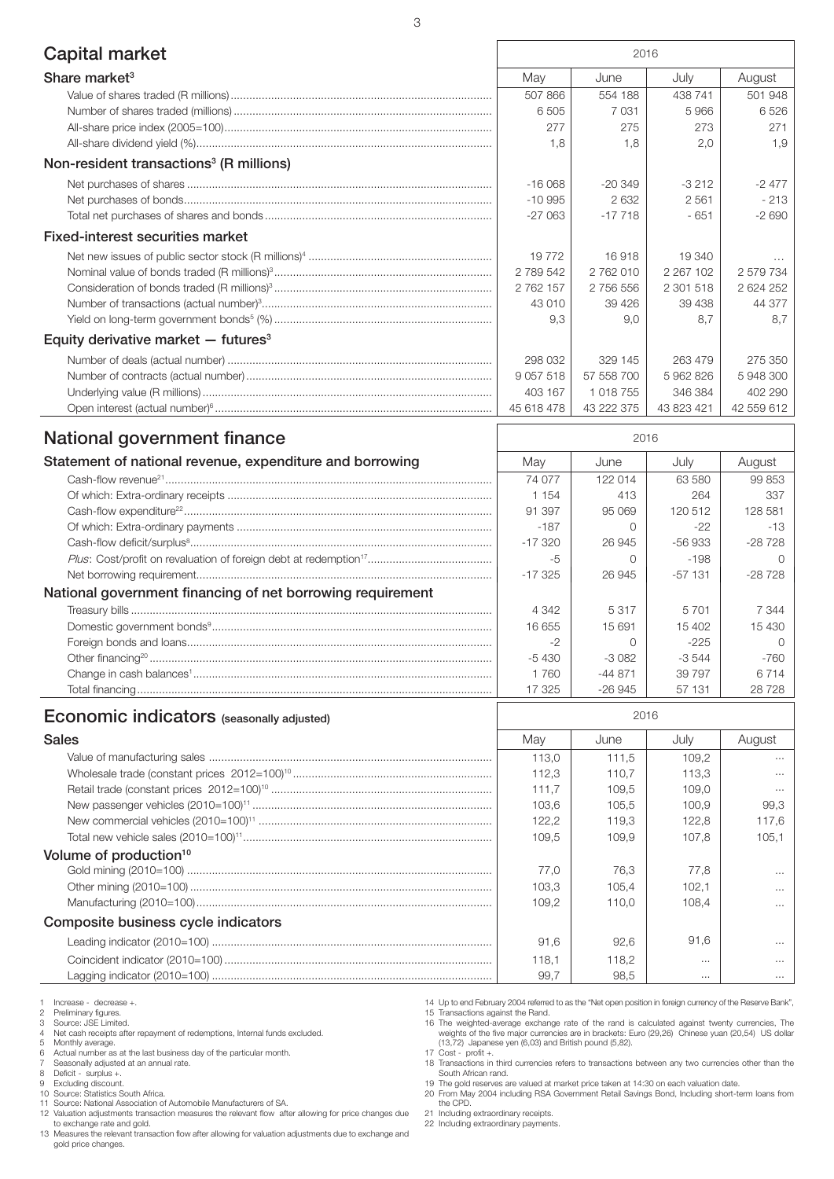## Capital market

| Share market[3] | May 2016 | June 2016 | July 2016 | August 2016 |
|---|---|---|---|---|
| Value of shares traded (R millions) | 507 866 | 554 188 | 438 741 | 501 948 |
| Number of shares traded (millions) | 6 505 | 7 031 | 5 966 | 6 526 |
| All-share price index (2005=100) | 277 | 275 | 273 | 271 |
| All-share dividend yield (%) | 1,8 | 1,8 | 2,0 | 1,9 |
| **Non-resident transactions[3] (R millions)** | | | | |
| Net purchases of shares | -16 068 | -20 349 | -3 212 | -2 477 |
| Net purchases of bonds | -10 995 | 2 632 | 2 561 | - 213 |
| Total net purchases of shares and bonds | -27 063 | -17 718 | - 651 | -2 690 |
| **Fixed-interest securities market** | | | | |
| Net new issues of public sector stock (R millions)[4] | 19 772 | 16 918 | 19 340 | ... |
| Nominal value of bonds traded (R millions)[3] | 2 789 542 | 2 762 010 | 2 267 102 | 2 579 734 |
| Consideration of bonds traded (R millions)[3] | 2 762 157 | 2 756 556 | 2 301 518 | 2 624 252 |
| Number of transactions (actual number)[3] | 43 010 | 39 426 | 39 438 | 44 377 |
| Yield on long-term government bonds[5] (%) | 9,3 | 9,0 | 8,7 | 8,7 |
| **Equity derivative market — futures[3]** | | | | |
| Number of deals (actual number) | 298 032 | 329 145 | 263 479 | 275 350 |
| Number of contracts (actual number) | 9 057 518 | 57 558 700 | 5 962 826 | 5 948 300 |
| Underlying value (R millions) | 403 167 | 1 018 755 | 346 384 | 402 290 |
| Open interest (actual number)[6] | 45 618 478 | 43 222 375 | 43 823 421 | 42 559 612 |

## National government finance

| Statement of national revenue, expenditure and borrowing | May 2016 | June 2016 | July 2016 | August 2016 |
|---|---|---|---|---|
| Cash-flow revenue[21] | 74 077 | 122 014 | 63 580 | 99 853 |
| Of which: Extra-ordinary receipts | 1 154 | 413 | 264 | 337 |
| Cash-flow expenditure[22] | 91 397 | 95 069 | 120 512 | 128 581 |
| Of which: Extra-ordinary payments | -187 | 0 | -22 | -13 |
| Cash-flow deficit/surplus[8] | -17 320 | 26 945 | -56 933 | -28 728 |
| *Plus*: Cost/profit on revaluation of foreign debt at redemption[17] | -5 | 0 | -198 | 0 |
| Net borrowing requirement | -17 325 | 26 945 | -57 131 | -28 728 |
| **National government financing of net borrowing requirement** | | | | |
| Treasury bills | 4 342 | 5 317 | 5 701 | 7 344 |
| Domestic government bonds[9] | 16 655 | 15 691 | 15 402 | 15 430 |
| Foreign bonds and loans | -2 | 0 | -225 | 0 |
| Other financing[20] | -5 430 | -3 082 | -3 544 | -760 |
| Change in cash balances[1] | 1 760 | -44 871 | 39 797 | 6 714 |
| Total financing | 17 325 | -26 945 | 57 131 | 28 728 |

## Economic indicators (seasonally adjusted)

| Sales | May 2016 | June 2016 | July 2016 | August 2016 |
|---|---|---|---|---|
| Value of manufacturing sales | 113,0 | 111,5 | 109,2 | ... |
| Wholesale trade (constant prices 2012=100)[10] | 112,3 | 110,7 | 113,3 | ... |
| Retail trade (constant prices 2012=100)[10] | 111,7 | 109,5 | 109,0 | ... |
| New passenger vehicles (2010=100)[11] | 103,6 | 105,5 | 100,9 | 99,3 |
| New commercial vehicles (2010=100)[11] | 122,2 | 119,3 | 122,8 | 117,6 |
| Total new vehicle sales (2010=100)[11] | 109,5 | 109,9 | 107,8 | 105,1 |
| **Volume of production[10]** | | | | |
| Gold mining (2010=100) | 77,0 | 76,3 | 77,8 | ... |
| Other mining (2010=100) | 103,3 | 105,4 | 102,1 | ... |
| Manufacturing (2010=100) | 109,2 | 110,0 | 108,4 | ... |
| **Composite business cycle indicators** | | | | |
| Leading indicator (2010=100) | 91,6 | 92,6 | 91,6 | ... |
| Coincident indicator (2010=100) | 118,1 | 118,2 | ... | ... |
| Lagging indicator (2010=100) | 99,7 | 98,5 | ... | ... |

1 Increase - decrease +.
2 Preliminary figures.
3 Source: JSE Limited.
4 Net cash receipts after repayment of redemptions, Internal funds excluded.
5 Monthly average.
6 Actual number as at the last business day of the particular month.
7 Seasonally adjusted at an annual rate.
8 Deficit - surplus +.
9 Excluding discount.
10 Source: Statistics South Africa.
11 Source: National Association of Automobile Manufacturers of SA.
12 Valuation adjustments transaction measures the relevant flow after allowing for price changes due to exchange rate and gold.
13 Measures the relevant transaction flow after allowing for valuation adjustments due to exchange and gold price changes.
14 Up to end February 2004 referred to as the "Net open position in foreign currency of the Reserve Bank",
15 Transactions against the Rand.
16 The weighted-average exchange rate of the rand is calculated against twenty currencies, The weights of the five major currencies are in brackets: Euro (29,26) Chinese yuan (20,54) US dollar (13,72) Japanese yen (6,03) and British pound (5,82).
17 Cost - profit +.
18 Transactions in third currencies refers to transactions between any two currencies other than the South African rand.
19 The gold reserves are valued at market price taken at 14:30 on each valuation date.
20 From May 2004 including RSA Government Retail Savings Bond, Including short-term loans from the CPD.
21 Including extraordinary receipts.
22 Including extraordinary payments.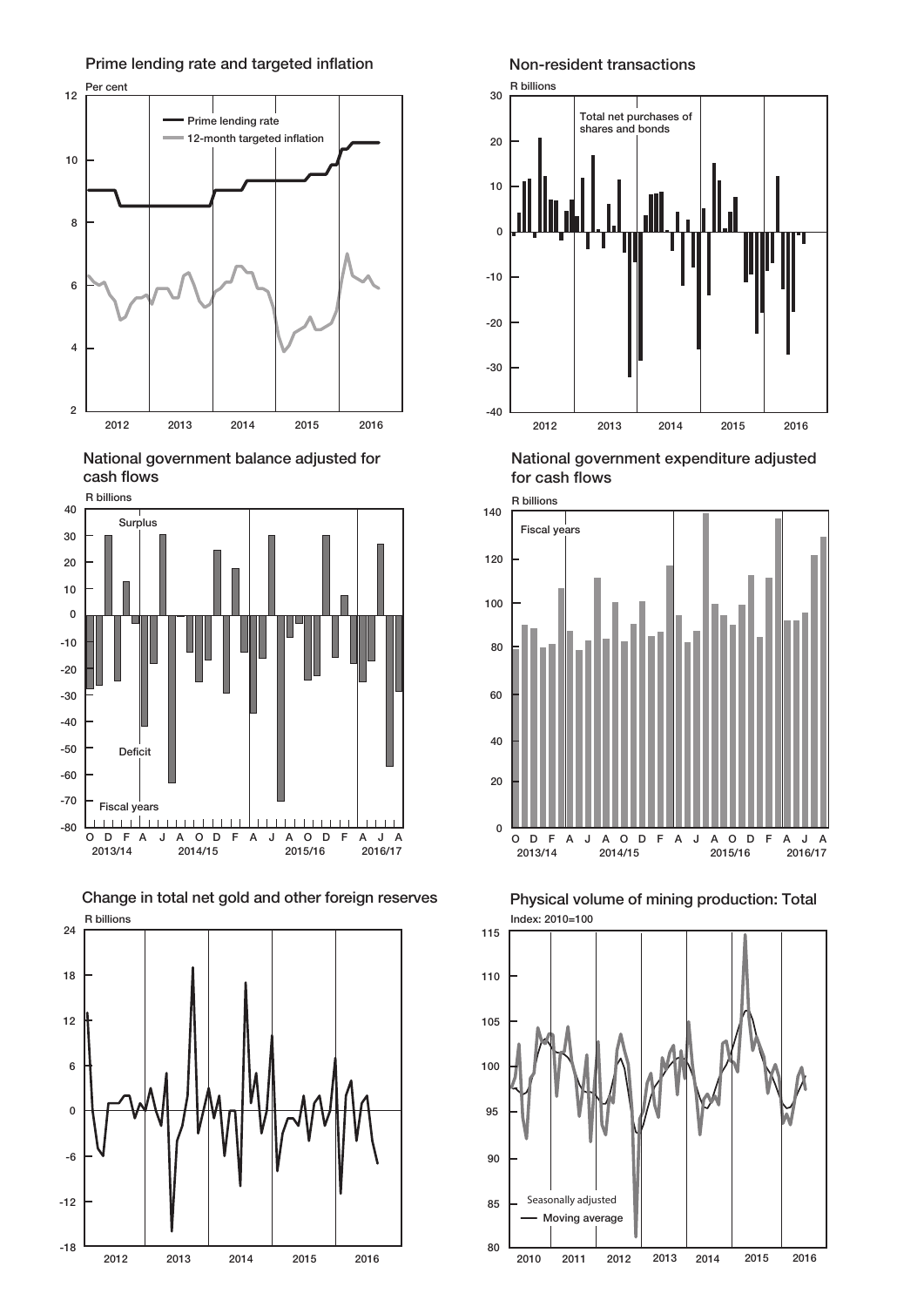## Prime lending rate and targeted inflation

Per cent

12
10
8
6
4
2

Prime lending rate
12-month targeted inflation

2012 2013 2014 2015 2016

## Non-resident transactions

R billions

30
20
10
0
-10
-20
-30
-40

Total net purchases of shares and bonds

2012 2013 2014 2015 2016

## National government balance adjusted for cash flows

R billions

40
30
20
10
0
-10
-20
-30
-40
-50
-60
-70
-80

Surplus

Deficit

Fiscal years

O D F A J A O D F A J A O D F A J A

2013/14 2014/15 2015/16 2016/17

## National government expenditure adjusted for cash flows

R billions

140
120
100
80
60
40
20
0

Fiscal years

O D F A J A O D F A J A O D F A J A

2013/14 2014/15 2015/16 2016/17

## Change in total net gold and other foreign reserves

R billions

24
18
12
6
0
-6
-12
-18

2012 2013 2014 2015 2016

## Physical volume of mining production: Total

Index: 2010=100

115
110
105
100
95
90
85
80

Seasonally adjusted
Moving average

2010 2011 2012 2013 2014 2015 2016